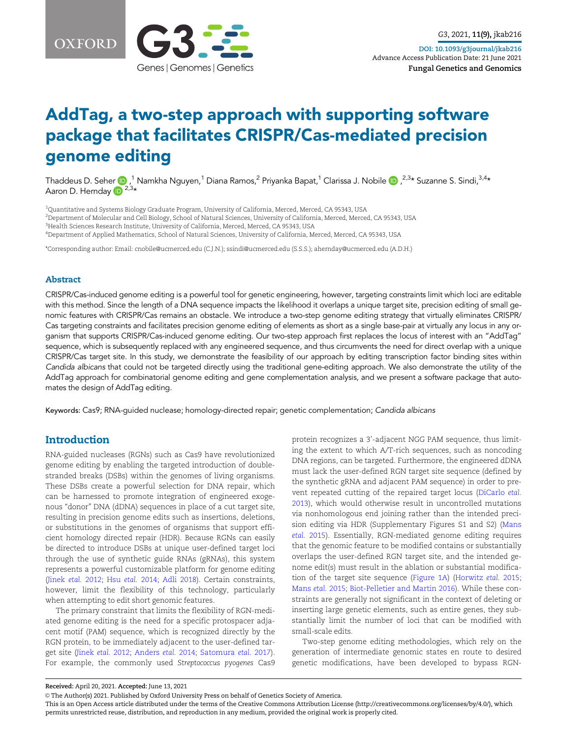# AddTag, a two-step approach with supporting software package that facilitates CRISPR/Cas-mediated precision genome editing

Thaddeus D. Seher[1], Namkha Nguyen[1], Diana Ramos[2], Priyanka Bapat[1], Clarissa J. Nobile[2,3]*, Suzanne S. Sindi[3,4]*, Aaron D. Hernday[2,3]*

[1]Quantitative and Systems Biology Graduate Program, University of California, Merced, Merced, CA 95343, USA
[2]Department of Molecular and Cell Biology, School of Natural Sciences, University of California, Merced, Merced, CA 95343, USA
[3]Health Sciences Research Institute, University of California, Merced, Merced, CA 95343, USA
[4]Department of Applied Mathematics, School of Natural Sciences, University of California, Merced, Merced, CA 95343, USA

*Corresponding author: Email: cnobile@ucmerced.edu (C.J.N.); ssindi@ucmerced.edu (S.S.S.); ahernday@ucmerced.edu (A.D.H.)

## Abstract

CRISPR/Cas-induced genome editing is a powerful tool for genetic engineering, however, targeting constraints limit which loci are editable with this method. Since the length of a DNA sequence impacts the likelihood it overlaps a unique target site, precision editing of small genomic features with CRISPR/Cas remains an obstacle. We introduce a two-step genome editing strategy that virtually eliminates CRISPR/Cas targeting constraints and facilitates precision genome editing of elements as short as a single base-pair at virtually any locus in any organism that supports CRISPR/Cas-induced genome editing. Our two-step approach first replaces the locus of interest with an "AddTag" sequence, which is subsequently replaced with any engineered sequence, and thus circumvents the need for direct overlap with a unique CRISPR/Cas target site. In this study, we demonstrate the feasibility of our approach by editing transcription factor binding sites within *Candida albicans* that could not be targeted directly using the traditional gene-editing approach. We also demonstrate the utility of the AddTag approach for combinatorial genome editing and gene complementation analysis, and we present a software package that automates the design of AddTag editing.

**Keywords:** Cas9; RNA-guided nuclease; homology-directed repair; genetic complementation; *Candida albicans*

## Introduction

RNA-guided nucleases (RGNs) such as Cas9 have revolutionized genome editing by enabling the targeted introduction of double-stranded breaks (DSBs) within the genomes of living organisms. These DSBs create a powerful selection for DNA repair, which can be harnessed to promote integration of engineered exogenous "donor" DNA (dDNA) sequences in place of a cut target site, resulting in precision genome edits such as insertions, deletions, or substitutions in the genomes of organisms that support efficient homology directed repair (HDR). Because RGNs can easily be directed to introduce DSBs at unique user-defined target loci through the use of synthetic guide RNAs (gRNAs), this system represents a powerful customizable platform for genome editing (Jinek *et al.* 2012; Hsu *et al.* 2014; Adli 2018). Certain constraints, however, limit the flexibility of this technology, particularly when attempting to edit short genomic features.

The primary constraint that limits the flexibility of RGN-mediated genome editing is the need for a specific protospacer adjacent motif (PAM) sequence, which is recognized directly by the RGN protein, to be immediately adjacent to the user-defined target site (Jinek *et al.* 2012; Anders *et al.* 2014; Satomura *et al.* 2017). For example, the commonly used *Streptococcus pyogenes* Cas9 protein recognizes a 3′-adjacent NGG PAM sequence, thus limiting the extent to which A/T-rich sequences, such as noncoding DNA regions, can be targeted. Furthermore, the engineered dDNA must lack the user-defined RGN target site sequence (defined by the synthetic gRNA and adjacent PAM sequence) in order to prevent repeated cutting of the repaired target locus (DiCarlo *et al.* 2013), which would otherwise result in uncontrolled mutations via nonhomologous end joining rather than the intended precision editing via HDR (Supplementary Figures S1 and S2) (Mans *et al.* 2015). Essentially, RGN-mediated genome editing requires that the genomic feature to be modified contains or substantially overlaps the user-defined RGN target site, and the intended genome edit(s) must result in the ablation or substantial modification of the target site sequence (Figure 1A) (Horwitz *et al.* 2015; Mans *et al.* 2015; Biot-Pelletier and Martin 2016). While these constraints are generally not significant in the context of deleting or inserting large genetic elements, such as entire genes, they substantially limit the number of loci that can be modified with small-scale edits.

Two-step genome editing methodologies, which rely on the generation of intermediate genomic states en route to desired genetic modifications, have been developed to bypass RGN-

**Received:** April 20, 2021. **Accepted:** June 13, 2021
© The Author(s) 2021. Published by Oxford University Press on behalf of Genetics Society of America.
This is an Open Access article distributed under the terms of the Creative Commons Attribution License (http://creativecommons.org/licenses/by/4.0/), which permits unrestricted reuse, distribution, and reproduction in any medium, provided the original work is properly cited.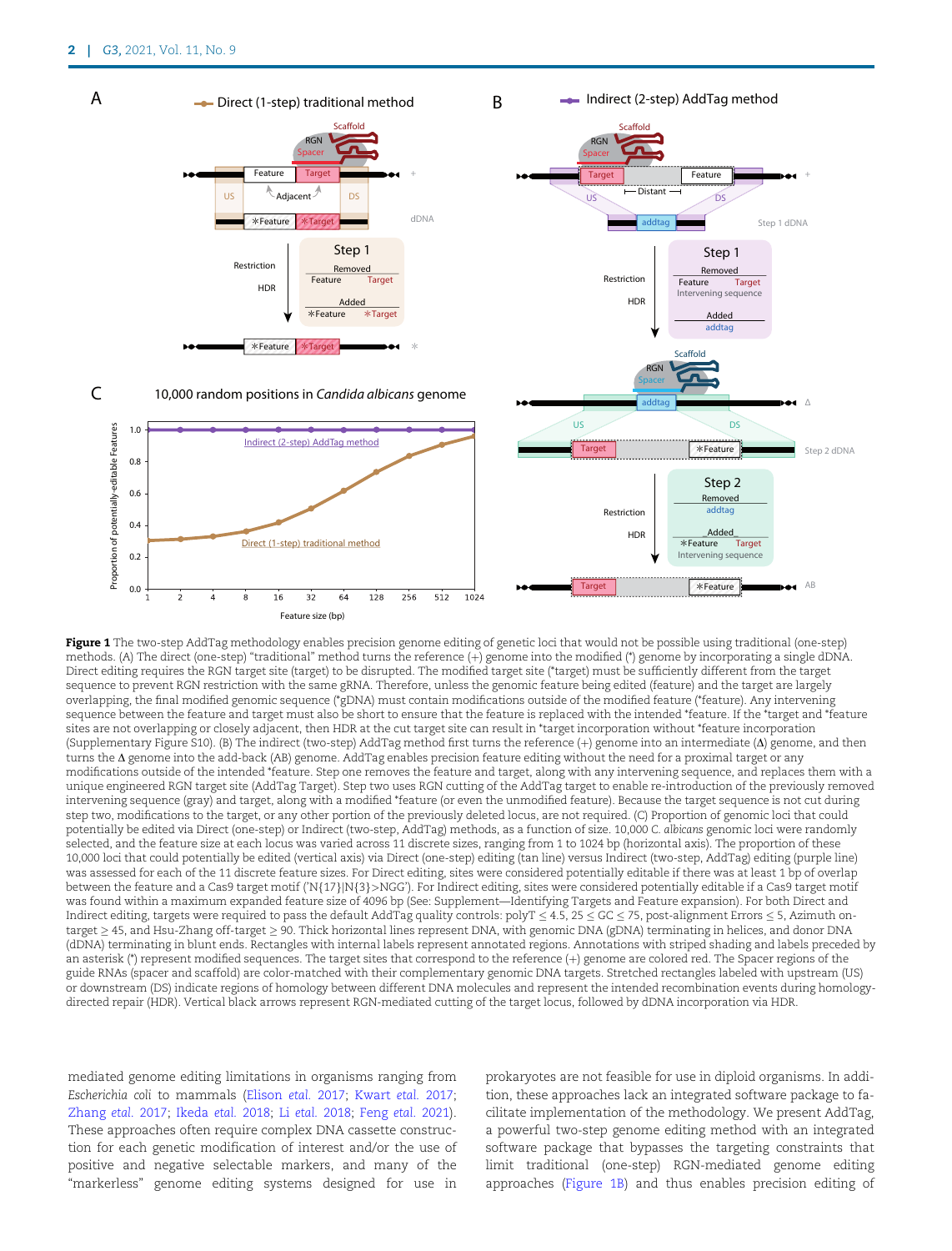**Figure 1** The two-step AddTag methodology enables precision genome editing of genetic loci that would not be possible using traditional (one-step) methods. (A) The direct (one-step) "traditional" method turns the reference (+) genome into the modified (*) genome by incorporating a single dDNA. Direct editing requires the RGN target site (target) to be disrupted. The modified target site (*target) must be sufficiently different from the target sequence to prevent RGN restriction with the same gRNA. Therefore, unless the genomic feature being edited (feature) and the target are largely overlapping, the final modified genomic sequence (*gDNA) must contain modifications outside of the modified feature (*feature). Any intervening sequence between the feature and target must also be short to ensure that the feature is replaced with the intended *feature. If the *target and *feature sites are not overlapping or closely adjacent, then HDR at the cut target site can result in *target incorporation without *feature incorporation (Supplementary Figure S10). (B) The indirect (two-step) AddTag method first turns the reference (+) genome into an intermediate (Δ) genome, and then turns the Δ genome into the add-back (AB) genome. AddTag enables precision feature editing without the need for a proximal target or any modifications outside of the intended *feature. Step one removes the feature and target, along with any intervening sequence, and replaces them with a unique engineered RGN target site (AddTag Target). Step two uses RGN cutting of the AddTag target to enable re-introduction of the previously removed intervening sequence (gray) and target, along with a modified *feature (or even the unmodified feature). Because the target sequence is not cut during step two, modifications to the target, or any other portion of the previously deleted locus, are not required. (C) Proportion of genomic loci that could potentially be edited via Direct (one-step) or Indirect (two-step, AddTag) methods, as a function of size. 10,000 *C. albicans* genomic loci were randomly selected, and the feature size at each locus was varied across 11 discrete sizes, ranging from 1 to 1024 bp (horizontal axis). The proportion of these 10,000 loci that could potentially be edited (vertical axis) via Direct (one-step) editing (tan line) versus Indirect (two-step, AddTag) editing (purple line) was assessed for each of the 11 discrete feature sizes. For Direct editing, sites were considered potentially editable if there was at least 1 bp of overlap between the feature and a Cas9 target motif ('N{17}|N{3}>NGG'). For Indirect editing, sites were considered potentially editable if a Cas9 target motif was found within a maximum expanded feature size of 4096 bp (See: Supplement—Identifying Targets and Feature expansion). For both Direct and Indirect editing, targets were required to pass the default AddTag quality controls: polyT $\leq 4.5$, $25 \leq$ GC $\leq 75$, post-alignment Errors $\leq 5$, Azimuth on-target $\geq 45$, and Hsu-Zhang off-target $\geq 90$. Thick horizontal lines represent DNA, with genomic DNA (gDNA) terminating in helices, and donor DNA (dDNA) terminating in blunt ends. Rectangles with internal labels represent annotated regions. Annotations with striped shading and labels preceded by an asterisk (*) represent modified sequences. The target sites that correspond to the reference (+) genome are colored red. The Spacer regions of the guide RNAs (spacer and scaffold) are color-matched with their complementary genomic DNA targets. Stretched rectangles labeled with upstream (US) or downstream (DS) indicate regions of homology between different DNA molecules and represent the intended recombination events during homology-directed repair (HDR). Vertical black arrows represent RGN-mediated cutting of the target locus, followed by dDNA incorporation via HDR.

mediated genome editing limitations in organisms ranging from *Escherichia coli* to mammals (Elison et al. 2017; Kwart et al. 2017; Zhang et al. 2017; Ikeda et al. 2018; Li et al. 2018; Feng et al. 2021). These approaches often require complex DNA cassette construction for each genetic modification of interest and/or the use of positive and negative selectable markers, and many of the "markerless" genome editing systems designed for use in prokaryotes are not feasible for use in diploid organisms. In addition, these approaches lack an integrated software package to facilitate implementation of the methodology. We present AddTag, a powerful two-step genome editing method with an integrated software package that bypasses the targeting constraints that limit traditional (one-step) RGN-mediated genome editing approaches (Figure 1B) and thus enables precision editing of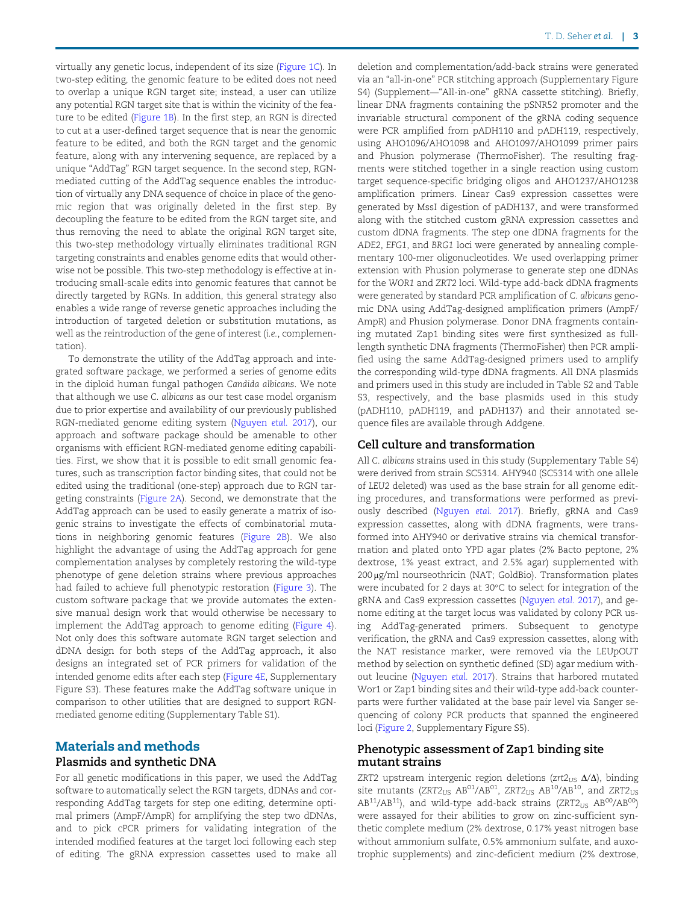virtually any genetic locus, independent of its size (Figure 1C). In two-step editing, the genomic feature to be edited does not need to overlap a unique RGN target site; instead, a user can utilize any potential RGN target site that is within the vicinity of the feature to be edited (Figure 1B). In the first step, an RGN is directed to cut at a user-defined target sequence that is near the genomic feature to be edited, and both the RGN target and the genomic feature, along with any intervening sequence, are replaced by a unique "AddTag" RGN target sequence. In the second step, RGN-mediated cutting of the AddTag sequence enables the introduction of virtually any DNA sequence of choice in place of the genomic region that was originally deleted in the first step. By decoupling the feature to be edited from the RGN target site, and thus removing the need to ablate the original RGN target site, this two-step methodology virtually eliminates traditional RGN targeting constraints and enables genome edits that would otherwise not be possible. This two-step methodology is effective at introducing small-scale edits into genomic features that cannot be directly targeted by RGNs. In addition, this general strategy also enables a wide range of reverse genetic approaches including the introduction of targeted deletion or substitution mutations, as well as the reintroduction of the gene of interest (*i.e.*, complementation).

To demonstrate the utility of the AddTag approach and integrated software package, we performed a series of genome edits in the diploid human fungal pathogen *Candida albicans*. We note that although we use *C. albicans* as our test case model organism due to prior expertise and availability of our previously published RGN-mediated genome editing system (Nguyen *et al.* 2017), our approach and software package should be amenable to other organisms with efficient RGN-mediated genome editing capabilities. First, we show that it is possible to edit small genomic features, such as transcription factor binding sites, that could not be edited using the traditional (one-step) approach due to RGN targeting constraints (Figure 2A). Second, we demonstrate that the AddTag approach can be used to easily generate a matrix of isogenic strains to investigate the effects of combinatorial mutations in neighboring genomic features (Figure 2B). We also highlight the advantage of using the AddTag approach for gene complementation analyses by completely restoring the wild-type phenotype of gene deletion strains where previous approaches had failed to achieve full phenotypic restoration (Figure 3). The custom software package that we provide automates the extensive manual design work that would otherwise be necessary to implement the AddTag approach to genome editing (Figure 4). Not only does this software automate RGN target selection and dDNA design for both steps of the AddTag approach, it also designs an integrated set of PCR primers for validation of the intended genome edits after each step (Figure 4E, Supplementary Figure S3). These features make the AddTag software unique in comparison to other utilities that are designed to support RGN-mediated genome editing (Supplementary Table S1).

## Materials and methods

### Plasmids and synthetic DNA

For all genetic modifications in this paper, we used the AddTag software to automatically select the RGN targets, dDNAs and corresponding AddTag targets for step one editing, determine optimal primers (AmpF/AmpR) for amplifying the step two dDNAs, and to pick cPCR primers for validating integration of the intended modified features at the target loci following each step of editing. The gRNA expression cassettes used to make all deletion and complementation/add-back strains were generated via an "all-in-one" PCR stitching approach (Supplementary Figure S4) (Supplement—"All-in-one" gRNA cassette stitching). Briefly, linear DNA fragments containing the pSNR52 promoter and the invariable structural component of the gRNA coding sequence were PCR amplified from pADH110 and pADH119, respectively, using AHO1096/AHO1098 and AHO1097/AHO1099 primer pairs and Phusion polymerase (ThermoFisher). The resulting fragments were stitched together in a single reaction using custom target sequence-specific bridging oligos and AHO1237/AHO1238 amplification primers. Linear Cas9 expression cassettes were generated by MssI digestion of pADH137, and were transformed along with the stitched custom gRNA expression cassettes and custom dDNA fragments. The step one dDNA fragments for the *ADE2*, *EFG1*, and *BRG1* loci were generated by annealing complementary 100-mer oligonucleotides. We used overlapping primer extension with Phusion polymerase to generate step one dDNAs for the *WOR1* and *ZRT2* loci. Wild-type add-back dDNA fragments were generated by standard PCR amplification of *C. albicans* genomic DNA using AddTag-designed amplification primers (AmpF/AmpR) and Phusion polymerase. Donor DNA fragments containing mutated Zap1 binding sites were first synthesized as full-length synthetic DNA fragments (ThermoFisher) then PCR amplified using the same AddTag-designed primers used to amplify the corresponding wild-type dDNA fragments. All DNA plasmids and primers used in this study are included in Table S2 and Table S3, respectively, and the base plasmids used in this study (pADH110, pADH119, and pADH137) and their annotated sequence files are available through Addgene.

### Cell culture and transformation

All *C. albicans* strains used in this study (Supplementary Table S4) were derived from strain SC5314. AHY940 (SC5314 with one allele of *LEU2* deleted) was used as the base strain for all genome editing procedures, and transformations were performed as previously described (Nguyen *et al.* 2017). Briefly, gRNA and Cas9 expression cassettes, along with dDNA fragments, were transformed into AHY940 or derivative strains via chemical transformation and plated onto YPD agar plates (2% Bacto peptone, 2% dextrose, 1% yeast extract, and 2.5% agar) supplemented with 200 μg/ml nourseothricin (NAT; GoldBio). Transformation plates were incubated for 2 days at 30°C to select for integration of the gRNA and Cas9 expression cassettes (Nguyen *et al.* 2017), and genome editing at the target locus was validated by colony PCR using AddTag-generated primers. Subsequent to genotype verification, the gRNA and Cas9 expression cassettes, along with the NAT resistance marker, were removed via the LEUpOUT method by selection on synthetic defined (SD) agar medium without leucine (Nguyen *et al.* 2017). Strains that harbored mutated Wor1 or Zap1 binding sites and their wild-type add-back counterparts were further validated at the base pair level via Sanger sequencing of colony PCR products that spanned the engineered loci (Figure 2, Supplementary Figure S5).

### Phenotypic assessment of Zap1 binding site mutant strains

$ZRT2$ upstream intergenic region deletions ($zrt2_{US}$ $\Delta/\Delta$), binding site mutants ($ZRT2_{US}$ $AB^{01}/AB^{01}$, $ZRT2_{US}$ $AB^{10}/AB^{10}$, and $ZRT2_{US}$ $AB^{11}/AB^{11}$), and wild-type add-back strains ($ZRT2_{US}$ $AB^{00}/AB^{00}$) were assayed for their abilities to grow on zinc-sufficient synthetic complete medium (2% dextrose, 0.17% yeast nitrogen base without ammonium sulfate, 0.5% ammonium sulfate, and auxotrophic supplements) and zinc-deficient medium (2% dextrose,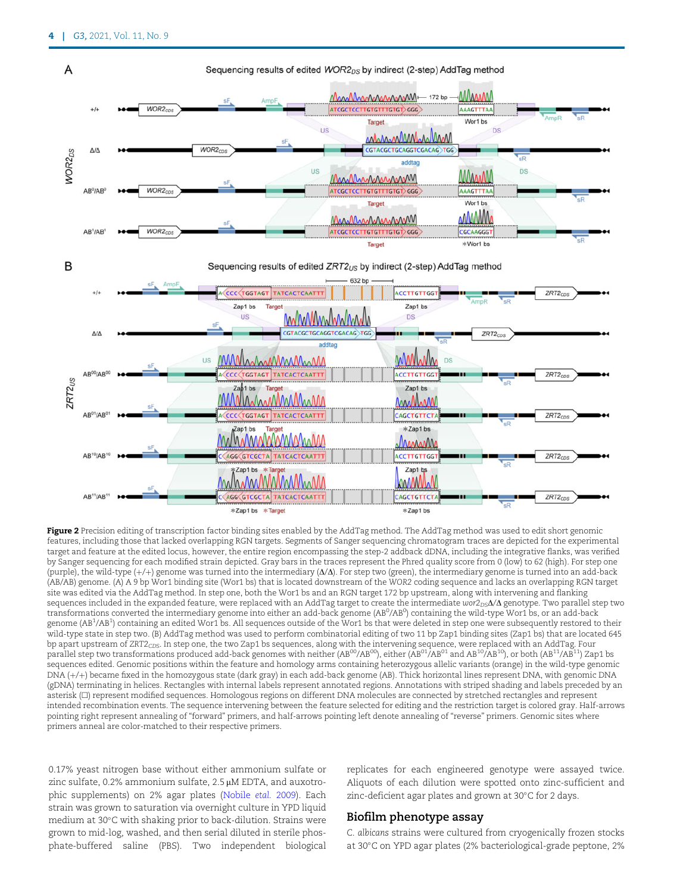**Figure 2** Precision editing of transcription factor binding sites enabled by the AddTag method. The AddTag method was used to edit short genomic features, including those that lacked overlapping RGN targets. Segments of Sanger sequencing chromatogram traces are depicted for the experimental target and feature at the edited locus, however, the entire region encompassing the step-2 addback dDNA, including the integrative flanks, was verified by Sanger sequencing for each modified strain depicted. Gray bars in the traces represent the Phred quality score from 0 (low) to 62 (high). For step one (purple), the wild-type (+/+) genome was turned into the intermediary (Δ/Δ). For step two (green), the intermediary genome is turned into an add-back (AB/AB) genome. (A) A 9 bp Wor1 binding site (Wor1 bs) that is located downstream of the *WOR2* coding sequence and lacks an overlapping RGN target site was edited via the AddTag method. In step one, both the Wor1 bs and an RGN target 172 bp upstream, along with intervening and flanking sequences included in the expanded feature, were replaced with an AddTag target to create the intermediate $wor2_{DS}Δ/Δ$ genotype. Two parallel step two transformations converted the intermediary genome into either an add-back genome ($AB^{0}/AB^{0}$) containing the wild-type Wor1 bs, or an add-back genome ($AB^{1}/AB^{1}$) containing an edited Wor1 bs. All sequences outside of the Wor1 bs that were deleted in step one were subsequently restored to their wild-type state in step two. (B) AddTag method was used to perform combinatorial editing of two 11 bp Zap1 binding sites (Zap1 bs) that are located 645 bp apart upstream of $ZRT2_{CDS}$. In step one, the two Zap1 bs sequences, along with the intervening sequence, were replaced with an AddTag. Four parallel step two transformations produced add-back genomes with neither ($AB^{00}/AB^{00}$), either ($AB^{01}/AB^{01}$ and $AB^{10}/AB^{10}$), or both ($AB^{11}/AB^{11}$) Zap1 bs sequences edited. Genomic positions within the feature and homology arms containing heterozygous allelic variants (orange) in the wild-type genomic DNA (+/+) became fixed in the homozygous state (dark gray) in each add-back genome (AB). Thick horizontal lines represent DNA, with genomic DNA (gDNA) terminating in helices. Rectangles with internal labels represent annotated regions. Annotations with striped shading and labels preceded by an asterisk (□) represent modified sequences. Homologous regions on different DNA molecules are connected by stretched rectangles and represent intended recombination events. The sequence intervening between the feature selected for editing and the restriction target is colored gray. Half-arrows pointing right represent annealing of "forward" primers, and half-arrows pointing left denote annealing of "reverse" primers. Genomic sites where primers anneal are color-matched to their respective primers.

0.17% yeast nitrogen base without either ammonium sulfate or zinc sulfate, 0.2% ammonium sulfate, 2.5 μM EDTA, and auxotrophic supplements) on 2% agar plates (Nobile *et al.* 2009). Each strain was grown to saturation via overnight culture in YPD liquid medium at 30°C with shaking prior to back-dilution. Strains were grown to mid-log, washed, and then serial diluted in sterile phosphate-buffered saline (PBS). Two independent biological replicates for each engineered genotype were assayed twice. Aliquots of each dilution were spotted onto zinc-sufficient and zinc-deficient agar plates and grown at 30°C for 2 days.

## Biofilm phenotype assay

*C. albicans* strains were cultured from cryogenically frozen stocks at 30°C on YPD agar plates (2% bacteriological-grade peptone, 2%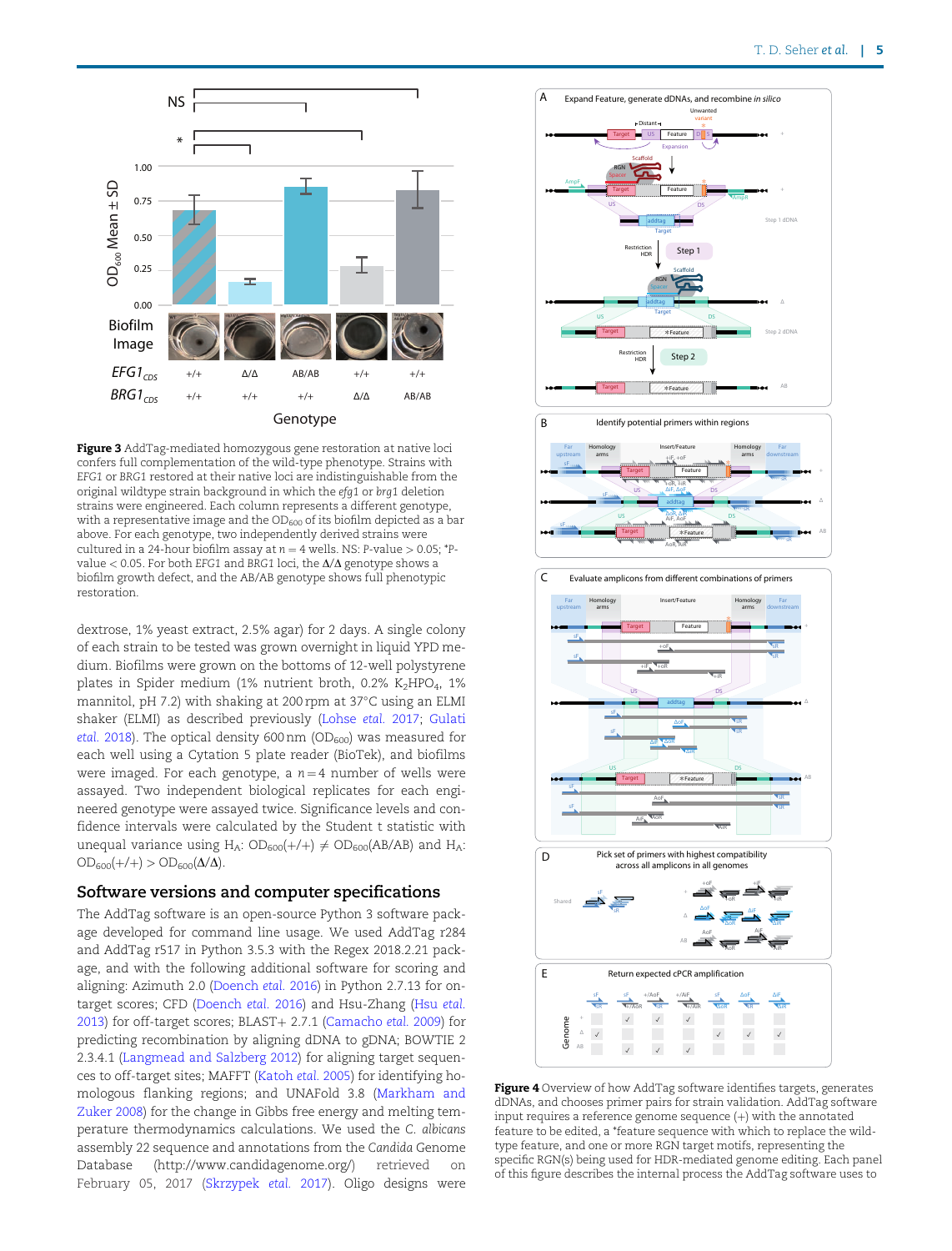**Figure 3** AddTag-mediated homozygous gene restoration at native loci confers full complementation of the wild-type phenotype. Strains with *EFG1* or *BRG1* restored at their native loci are indistinguishable from the original wildtype strain background in which the *efg1* or *brg1* deletion strains were engineered. Each column represents a different genotype, with a representative image and the $OD_{600}$ of its biofilm depicted as a bar above. For each genotype, two independently derived strains were cultured in a 24-hour biofilm assay at $n = 4$ wells. NS: P-value > 0.05; *P-value < 0.05. For both *EFG1* and *BRG1* loci, the Δ/Δ genotype shows a biofilm growth defect, and the AB/AB genotype shows full phenotypic restoration.

dextrose, 1% yeast extract, 2.5% agar) for 2 days. A single colony of each strain to be tested was grown overnight in liquid YPD medium. Biofilms were grown on the bottoms of 12-well polystyrene plates in Spider medium (1% nutrient broth, 0.2% $K_2HPO_4$, 1% mannitol, pH 7.2) with shaking at 200 rpm at 37°C using an ELMI shaker (ELMI) as described previously (Lohse *et al.* 2017; Gulati *et al.* 2018). The optical density 600 nm ($OD_{600}$) was measured for each well using a Cytation 5 plate reader (BioTek), and biofilms were imaged. For each genotype, a $n = 4$ number of wells were assayed. Two independent biological replicates for each engineered genotype were assayed twice. Significance levels and confidence intervals were calculated by the Student t statistic with unequal variance using $H_A$: $OD_{600}(+/+) \neq OD_{600}(AB/AB)$ and $H_A$: $OD_{600}(+/+) > OD_{600}(\Delta/\Delta)$.

## Software versions and computer specifications

The AddTag software is an open-source Python 3 software package developed for command line usage. We used AddTag r284 and AddTag r517 in Python 3.5.3 with the Regex 2018.2.21 package, and with the following additional software for scoring and aligning: Azimuth 2.0 (Doench *et al.* 2016) in Python 2.7.13 for on-target scores; CFD (Doench *et al.* 2016) and Hsu-Zhang (Hsu *et al.* 2013) for off-target scores; BLAST+ 2.7.1 (Camacho *et al.* 2009) for predicting recombination by aligning dDNA to gDNA; BOWTIE 2 2.3.4.1 (Langmead and Salzberg 2012) for aligning target sequences to off-target sites; MAFFT (Katoh *et al.* 2005) for identifying homologous flanking regions; and UNAFold 3.8 (Markham and Zuker 2008) for the change in Gibbs free energy and melting temperature thermodynamics calculations. We used the *C. albicans* assembly 22 sequence and annotations from the *Candida* Genome Database (http://www.candidagenome.org/) retrieved on February 05, 2017 (Skrzypek *et al.* 2017). Oligo designs were

**Figure 4** Overview of how AddTag software identifies targets, generates dDNAs, and chooses primer pairs for strain validation. AddTag software input requires a reference genome sequence (+) with the annotated feature to be edited, a *feature sequence with which to replace the wild-type feature, and one or more RGN target motifs, representing the specific RGN(s) being used for HDR-mediated genome editing. Each panel of this figure describes the internal process the AddTag software uses to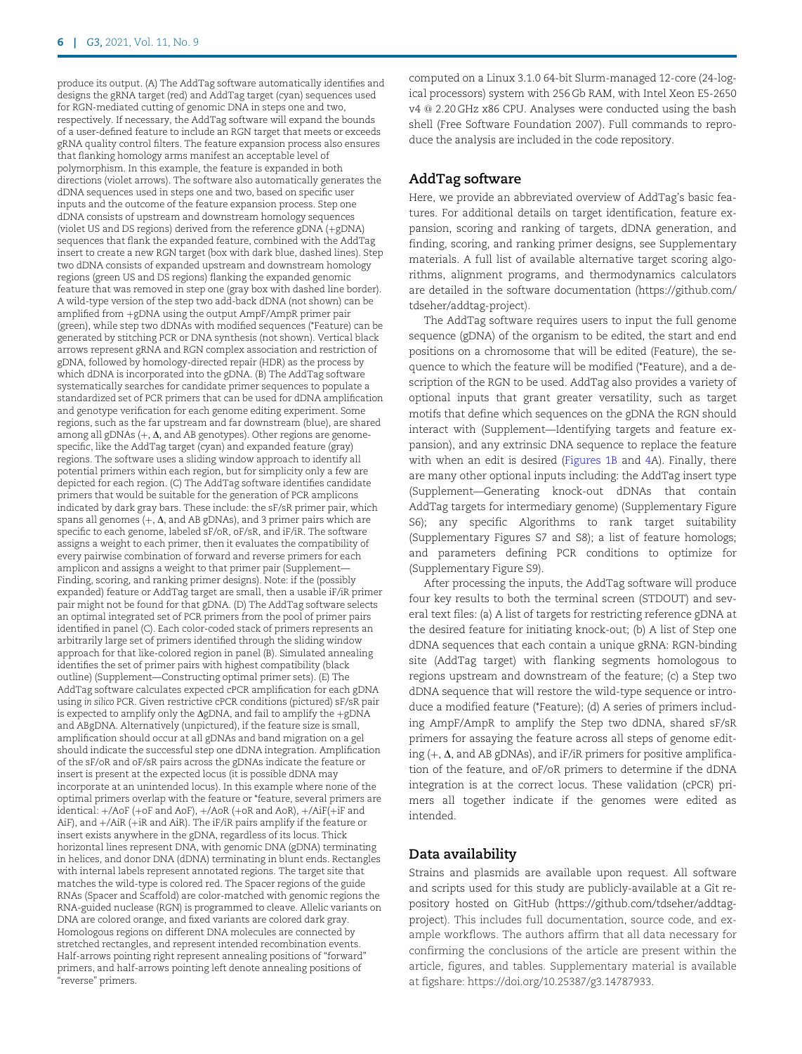produce its output. (A) The AddTag software automatically identifies and designs the gRNA target (red) and AddTag target (cyan) sequences used for RGN-mediated cutting of genomic DNA in steps one and two, respectively. If necessary, the AddTag software will expand the bounds of a user-defined feature to include an RGN target that meets or exceeds gRNA quality control filters. The feature expansion process also ensures that flanking homology arms manifest an acceptable level of polymorphism. In this example, the feature is expanded in both directions (violet arrows). The software also automatically generates the dDNA sequences used in steps one and two, based on specific user inputs and the outcome of the feature expansion process. Step one dDNA consists of upstream and downstream homology sequences (violet US and DS regions) derived from the reference gDNA (+gDNA) sequences that flank the expanded feature, combined with the AddTag insert to create a new RGN target (box with dark blue, dashed lines). Step two dDNA consists of expanded upstream and downstream homology regions (green US and DS regions) flanking the expanded genomic feature that was removed in step one (gray box with dashed line border). A wild-type version of the step two add-back dDNA (not shown) can be amplified from +gDNA using the output AmpF/AmpR primer pair (green), while step two dDNAs with modified sequences (*Feature) can be generated by stitching PCR or DNA synthesis (not shown). Vertical black arrows represent gRNA and RGN complex association and restriction of gDNA, followed by homology-directed repair (HDR) as the process by which dDNA is incorporated into the gDNA. (B) The AddTag software systematically searches for candidate primer sequences to populate a standardized set of PCR primers that can be used for dDNA amplification and genotype verification for each genome editing experiment. Some regions, such as the far upstream and far downstream (blue), are shared among all gDNAs (+, Δ, and AB genotypes). Other regions are genome-specific, like the AddTag target (cyan) and expanded feature (gray) regions. The software uses a sliding window approach to identify all potential primers within each region, but for simplicity only a few are depicted for each region. (C) The AddTag software identifies candidate primers that would be suitable for the generation of PCR amplicons indicated by dark gray bars. These include: the sF/sR primer pair, which spans all genomes (+, Δ, and AB gDNAs), and 3 primer pairs which are specific to each genome, labeled sF/oR, oF/sR, and iF/iR. The software assigns a weight to each primer, then it evaluates the compatibility of every pairwise combination of forward and reverse primers for each amplicon and assigns a weight to that primer pair (Supplement—Finding, scoring, and ranking primer designs). Note: if the (possibly expanded) feature or AddTag target are small, then a usable iF/iR primer pair might not be found for that gDNA. (D) The AddTag software selects an optimal integrated set of PCR primers from the pool of primer pairs identified in panel (C). Each color-coded stack of primers represents an arbitrarily large set of primers identified through the sliding window approach for that like-colored region in panel (B). Simulated annealing identifies the set of primer pairs with highest compatibility (black outline) (Supplement—Constructing optimal primer sets). (E) The AddTag software calculates expected cPCR amplification for each gDNA using *in silico* PCR. Given restrictive cPCR conditions (pictured) sF/sR pair is expected to amplify only the ΔgDNA, and fail to amplify the +gDNA and ABgDNA. Alternatively (unpictured), if the feature size is small, amplification should occur at all gDNAs and band migration on a gel should indicate the successful step one dDNA integration. Amplification of the sF/oR and oF/sR pairs across the gDNAs indicate the feature or insert is present at the expected locus (it is possible dDNA may incorporate at an unintended locus). In this example where none of the optimal primers overlap with the feature or *feature, several primers are identical: +/AoF (+oF and AoF), +/AoR (+oR and AoR), +/AiF(+iF and AiF), and +/AiR (+iR and AiR). The iF/iR pairs amplify if the feature or insert exists anywhere in the gDNA, regardless of its locus. Thick horizontal lines represent DNA, with genomic DNA (gDNA) terminating in helices, and donor DNA (dDNA) terminating in blunt ends. Rectangles with internal labels represent annotated regions. The target site that matches the wild-type is colored red. The Spacer regions of the guide RNAs (Spacer and Scaffold) are color-matched with genomic regions the RNA-guided nuclease (RGN) is programmed to cleave. Allelic variants on DNA are colored orange, and fixed variants are colored dark gray. Homologous regions on different DNA molecules are connected by stretched rectangles, and represent intended recombination events. Half-arrows pointing right represent annealing positions of "forward" primers, and half-arrows pointing left denote annealing positions of "reverse" primers.

computed on a Linux 3.1.0 64-bit Slurm-managed 12-core (24-logical processors) system with 256 Gb RAM, with Intel Xeon E5-2650 v4 @ 2.20 GHz x86 CPU. Analyses were conducted using the bash shell (Free Software Foundation 2007). Full commands to reproduce the analysis are included in the code repository.

## AddTag software

Here, we provide an abbreviated overview of AddTag's basic features. For additional details on target identification, feature expansion, scoring and ranking of targets, dDNA generation, and finding, scoring, and ranking primer designs, see Supplementary materials. A full list of available alternative target scoring algorithms, alignment programs, and thermodynamics calculators are detailed in the software documentation (https://github.com/tdseher/addtag-project).

The AddTag software requires users to input the full genome sequence (gDNA) of the organism to be edited, the start and end positions on a chromosome that will be edited (Feature), the sequence to which the feature will be modified (*Feature), and a description of the RGN to be used. AddTag also provides a variety of optional inputs that grant greater versatility, such as target motifs that define which sequences on the gDNA the RGN should interact with (Supplement—Identifying targets and feature expansion), and any extrinsic DNA sequence to replace the feature with when an edit is desired (Figures 1B and 4A). Finally, there are many other optional inputs including: the AddTag insert type (Supplement—Generating knock-out dDNAs that contain AddTag targets for intermediary genome) (Supplementary Figure S6); any specific Algorithms to rank target suitability (Supplementary Figures S7 and S8); a list of feature homologs; and parameters defining PCR conditions to optimize for (Supplementary Figure S9).

After processing the inputs, the AddTag software will produce four key results to both the terminal screen (STDOUT) and several text files: (a) A list of targets for restricting reference gDNA at the desired feature for initiating knock-out; (b) A list of Step one dDNA sequences that each contain a unique gRNA: RGN-binding site (AddTag target) with flanking segments homologous to regions upstream and downstream of the feature; (c) a Step two dDNA sequence that will restore the wild-type sequence or introduce a modified feature (*Feature); (d) A series of primers including AmpF/AmpR to amplify the Step two dDNA, shared sF/sR primers for assaying the feature across all steps of genome editing (+, Δ, and AB gDNAs), and iF/iR primers for positive amplification of the feature, and oF/oR primers to determine if the dDNA integration is at the correct locus. These validation (cPCR) primers all together indicate if the genomes were edited as intended.

## Data availability

Strains and plasmids are available upon request. All software and scripts used for this study are publicly-available at a Git repository hosted on GitHub (https://github.com/tdseher/addtag-project). This includes full documentation, source code, and example workflows. The authors affirm that all data necessary for confirming the conclusions of the article are present within the article, figures, and tables. Supplementary material is available at figshare: https://doi.org/10.25387/g3.14787933.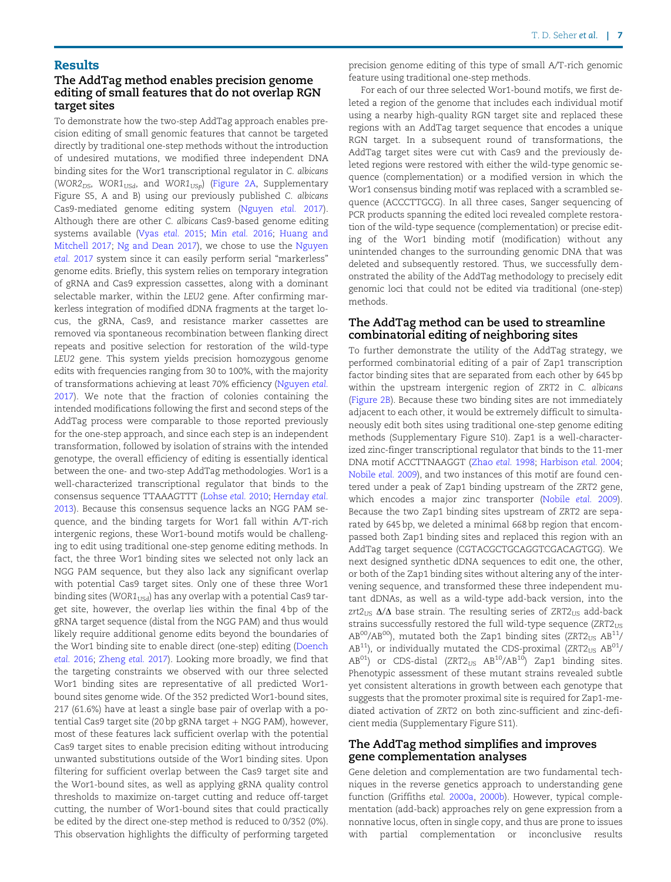## Results

### The AddTag method enables precision genome editing of small features that do not overlap RGN target sites

To demonstrate how the two-step AddTag approach enables precision editing of small genomic features that cannot be targeted directly by traditional one-step methods without the introduction of undesired mutations, we modified three independent DNA binding sites for the Wor1 transcriptional regulator in *C. albicans* (*WOR2*$_{DS}$, *WOR1*$_{USd}$, and *WOR1*$_{USp}$) (Figure 2A, Supplementary Figure S5, A and B) using our previously published *C. albicans* Cas9-mediated genome editing system (Nguyen *et al.* 2017). Although there are other *C. albicans* Cas9-based genome editing systems available (Vyas *et al.* 2015; Min *et al.* 2016; Huang and Mitchell 2017; Ng and Dean 2017), we chose to use the Nguyen *et al.* 2017 system since it can easily perform serial "markerless" genome edits. Briefly, this system relies on temporary integration of gRNA and Cas9 expression cassettes, along with a dominant selectable marker, within the *LEU2* gene. After confirming markerless integration of modified dDNA fragments at the target locus, the gRNA, Cas9, and resistance marker cassettes are removed via spontaneous recombination between flanking direct repeats and positive selection for restoration of the wild-type *LEU2* gene. This system yields precision homozygous genome edits with frequencies ranging from 30 to 100%, with the majority of transformations achieving at least 70% efficiency (Nguyen *et al.* 2017). We note that the fraction of colonies containing the intended modifications following the first and second steps of the AddTag process were comparable to those reported previously for the one-step approach, and since each step is an independent transformation, followed by isolation of strains with the intended genotype, the overall efficiency of editing is essentially identical between the one- and two-step AddTag methodologies. Wor1 is a well-characterized transcriptional regulator that binds to the consensus sequence TTAAAGTTT (Lohse *et al.* 2010; Hernday *et al.* 2013). Because this consensus sequence lacks an NGG PAM sequence, and the binding targets for Wor1 fall within A/T-rich intergenic regions, these Wor1-bound motifs would be challenging to edit using traditional one-step genome editing methods. In fact, the three Wor1 binding sites we selected not only lack an NGG PAM sequence, but they also lack any significant overlap with potential Cas9 target sites. Only one of these three Wor1 binding sites (*WOR1*$_{USd}$) has any overlap with a potential Cas9 target site, however, the overlap lies within the final 4 bp of the gRNA target sequence (distal from the NGG PAM) and thus would likely require additional genome edits beyond the boundaries of the Wor1 binding site to enable direct (one-step) editing (Doench *et al.* 2016; Zheng *et al.* 2017). Looking more broadly, we find that the targeting constraints we observed with our three selected Wor1 binding sites are representative of all predicted Wor1-bound sites genome wide. Of the 352 predicted Wor1-bound sites, 217 (61.6%) have at least a single base pair of overlap with a potential Cas9 target site (20 bp gRNA target + NGG PAM), however, most of these features lack sufficient overlap with the potential Cas9 target sites to enable precision editing without introducing unwanted substitutions outside of the Wor1 binding sites. Upon filtering for sufficient overlap between the Cas9 target site and the Wor1-bound sites, as well as applying gRNA quality control thresholds to maximize on-target cutting and reduce off-target cutting, the number of Wor1-bound sites that could practically be edited by the direct one-step method is reduced to 0/352 (0%). This observation highlights the difficulty of performing targeted precision genome editing of this type of small A/T-rich genomic feature using traditional one-step methods.

For each of our three selected Wor1-bound motifs, we first deleted a region of the genome that includes each individual motif using a nearby high-quality RGN target site and replaced these regions with an AddTag target sequence that encodes a unique RGN target. In a subsequent round of transformations, the AddTag target sites were cut with Cas9 and the previously deleted regions were restored with either the wild-type genomic sequence (complementation) or a modified version in which the Wor1 consensus binding motif was replaced with a scrambled sequence (ACCCTTGCG). In all three cases, Sanger sequencing of PCR products spanning the edited loci revealed complete restoration of the wild-type sequence (complementation) or precise editing of the Wor1 binding motif (modification) without any unintended changes to the surrounding genomic DNA that was deleted and subsequently restored. Thus, we successfully demonstrated the ability of the AddTag methodology to precisely edit genomic loci that could not be edited via traditional (one-step) methods.

### The AddTag method can be used to streamline combinatorial editing of neighboring sites

To further demonstrate the utility of the AddTag strategy, we performed combinatorial editing of a pair of Zap1 transcription factor binding sites that are separated from each other by 645 bp within the upstream intergenic region of *ZRT2* in *C. albicans* (Figure 2B). Because these two binding sites are not immediately adjacent to each other, it would be extremely difficult to simultaneously edit both sites using traditional one-step genome editing methods (Supplementary Figure S10). Zap1 is a well-characterized zinc-finger transcriptional regulator that binds to the 11-mer DNA motif ACCTTNAAGGT (Zhao *et al.* 1998; Harbison *et al.* 2004; Nobile *et al.* 2009), and two instances of this motif are found centered under a peak of Zap1 binding upstream of the *ZRT2* gene, which encodes a major zinc transporter (Nobile *et al.* 2009). Because the two Zap1 binding sites upstream of *ZRT2* are separated by 645 bp, we deleted a minimal 668 bp region that encompassed both Zap1 binding sites and replaced this region with an AddTag target sequence (CGTACGCTGCAGGTCGACAGTGG). We next designed synthetic dDNA sequences to edit one, the other, or both of the Zap1 binding sites without altering any of the intervening sequence, and transformed these three independent mutant dDNAs, as well as a wild-type add-back version, into the *zrt2*$_{US}$ Δ/Δ base strain. The resulting series of *ZRT2*$_{US}$ add-back strains successfully restored the full wild-type sequence (*ZRT2*$_{US}$ AB$^{00}$/AB$^{00}$), mutated both the Zap1 binding sites (*ZRT2*$_{US}$ AB$^{11}$/AB$^{11}$), or individually mutated the CDS-proximal (*ZRT2*$_{US}$ AB$^{01}$/AB$^{01}$) or CDS-distal (*ZRT2*$_{US}$ AB$^{10}$/AB$^{10}$) Zap1 binding sites. Phenotypic assessment of these mutant strains revealed subtle yet consistent alterations in growth between each genotype that suggests that the promoter proximal site is required for Zap1-mediated activation of *ZRT2* on both zinc-sufficient and zinc-deficient media (Supplementary Figure S11).

### The AddTag method simplifies and improves gene complementation analyses

Gene deletion and complementation are two fundamental techniques in the reverse genetics approach to understanding gene function (Griffiths *et al.* 2000a, 2000b). However, typical complementation (add-back) approaches rely on gene expression from a nonnative locus, often in single copy, and thus are prone to issues with partial complementation or inconclusive results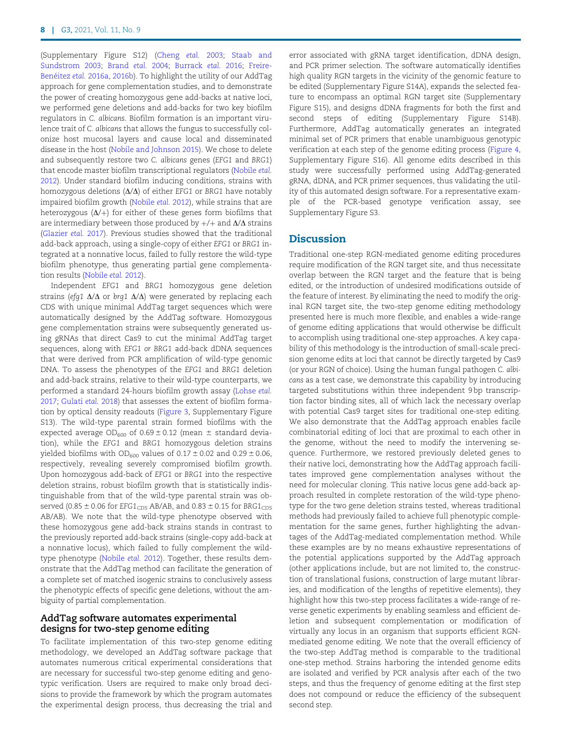(Supplementary Figure S12) (Cheng *et al.* 2003; Staab and Sundstrom 2003; Brand *et al.* 2004; Burrack *et al.* 2016; Freire-Benéitez *et al.* 2016a, 2016b). To highlight the utility of our AddTag approach for gene complementation studies, and to demonstrate the power of creating homozygous gene add-backs at native loci, we performed gene deletions and add-backs for two key biofilm regulators in *C. albicans*. Biofilm formation is an important virulence trait of *C. albicans* that allows the fungus to successfully colonize host mucosal layers and cause local and disseminated disease in the host (Nobile and Johnson 2015). We chose to delete and subsequently restore two *C. albicans* genes (*EFG1* and *BRG1*) that encode master biofilm transcriptional regulators (Nobile *et al.* 2012). Under standard biofilm inducing conditions, strains with homozygous deletions (Δ/Δ) of either *EFG1* or *BRG1* have notably impaired biofilm growth (Nobile *et al.* 2012), while strains that are heterozygous (Δ/+) for either of these genes form biofilms that are intermediary between those produced by +/+ and Δ/Δ strains (Glazier *et al.* 2017). Previous studies showed that the traditional add-back approach, using a single-copy of either *EFG1* or *BRG1* integrated at a nonnative locus, failed to fully restore the wild-type biofilm phenotype, thus generating partial gene complementation results (Nobile *et al.* 2012).

Independent *EFG1* and *BRG1* homozygous gene deletion strains (*efg1* Δ/Δ or *brg1* Δ/Δ) were generated by replacing each CDS with unique minimal AddTag target sequences which were automatically designed by the AddTag software. Homozygous gene complementation strains were subsequently generated using gRNAs that direct Cas9 to cut the minimal AddTag target sequences, along with *EFG1 or BRG1* add-back dDNA sequences that were derived from PCR amplification of wild-type genomic DNA. To assess the phenotypes of the *EFG1* and *BRG1* deletion and add-back strains, relative to their wild-type counterparts, we performed a standard 24-hours biofilm growth assay (Lohse *et al.* 2017; Gulati *et al.* 2018) that assesses the extent of biofilm formation by optical density readouts (Figure 3, Supplementary Figure S13). The wild-type parental strain formed biofilms with the expected average $OD_{600}$ of $0.69 \pm 0.12$ (mean ± standard deviation), while the *EFG1* and *BRG1* homozygous deletion strains yielded biofilms with $OD_{600}$ values of $0.17 \pm 0.02$ and $0.29 \pm 0.06$, respectively, revealing severely compromised biofilm growth. Upon homozygous add-back of *EFG1* or *BRG1* into the respective deletion strains, robust biofilm growth that is statistically indistinguishable from that of the wild-type parental strain was observed ($0.85 \pm 0.06$ for $EFG1_{CDS}$ AB/AB, and $0.83 \pm 0.15$ for $BRG1_{CDS}$ AB/AB). We note that the wild-type phenotype observed with these homozygous gene add-back strains stands in contrast to the previously reported add-back strains (single-copy add-back at a nonnative locus), which failed to fully complement the wild-type phenotype (Nobile *et al.* 2012). Together, these results demonstrate that the AddTag method can facilitate the generation of a complete set of matched isogenic strains to conclusively assess the phenotypic effects of specific gene deletions, without the ambiguity of partial complementation.

### AddTag software automates experimental designs for two-step genome editing

To facilitate implementation of this two-step genome editing methodology, we developed an AddTag software package that automates numerous critical experimental considerations that are necessary for successful two-step genome editing and genotypic verification. Users are required to make only broad decisions to provide the framework by which the program automates the experimental design process, thus decreasing the trial and error associated with gRNA target identification, dDNA design, and PCR primer selection. The software automatically identifies high quality RGN targets in the vicinity of the genomic feature to be edited (Supplementary Figure S14A), expands the selected feature to encompass an optimal RGN target site (Supplementary Figure S15), and designs dDNA fragments for both the first and second steps of editing (Supplementary Figure S14B). Furthermore, AddTag automatically generates an integrated minimal set of PCR primers that enable unambiguous genotypic verification at each step of the genome editing process (Figure 4, Supplementary Figure S16). All genome edits described in this study were successfully performed using AddTag-generated gRNA, dDNA, and PCR primer sequences, thus validating the utility of this automated design software. For a representative example of the PCR-based genotype verification assay, see Supplementary Figure S3.

## Discussion

Traditional one-step RGN-mediated genome editing procedures require modification of the RGN target site, and thus necessitate overlap between the RGN target and the feature that is being edited, or the introduction of undesired modifications outside of the feature of interest. By eliminating the need to modify the original RGN target site, the two-step genome editing methodology presented here is much more flexible, and enables a wide-range of genome editing applications that would otherwise be difficult to accomplish using traditional one-step approaches. A key capability of this methodology is the introduction of small-scale precision genome edits at loci that cannot be directly targeted by Cas9 (or your RGN of choice). Using the human fungal pathogen *C. albicans* as a test case, we demonstrate this capability by introducing targeted substitutions within three independent 9 bp transcription factor binding sites, all of which lack the necessary overlap with potential Cas9 target sites for traditional one-step editing. We also demonstrate that the AddTag approach enables facile combinatorial editing of loci that are proximal to each other in the genome, without the need to modify the intervening sequence. Furthermore, we restored previously deleted genes to their native loci, demonstrating how the AddTag approach facilitates improved gene complementation analyses without the need for molecular cloning. This native locus gene add-back approach resulted in complete restoration of the wild-type phenotype for the two gene deletion strains tested, whereas traditional methods had previously failed to achieve full phenotypic complementation for the same genes, further highlighting the advantages of the AddTag-mediated complementation method. While these examples are by no means exhaustive representations of the potential applications supported by the AddTag approach (other applications include, but are not limited to, the construction of translational fusions, construction of large mutant libraries, and modification of the lengths of repetitive elements), they highlight how this two-step process facilitates a wide-range of reverse genetic experiments by enabling seamless and efficient deletion and subsequent complementation or modification of virtually any locus in an organism that supports efficient RGN-mediated genome editing. We note that the overall efficiency of the two-step AddTag method is comparable to the traditional one-step method. Strains harboring the intended genome edits are isolated and verified by PCR analysis after each of the two steps, and thus the frequency of genome editing at the first step does not compound or reduce the efficiency of the subsequent second step.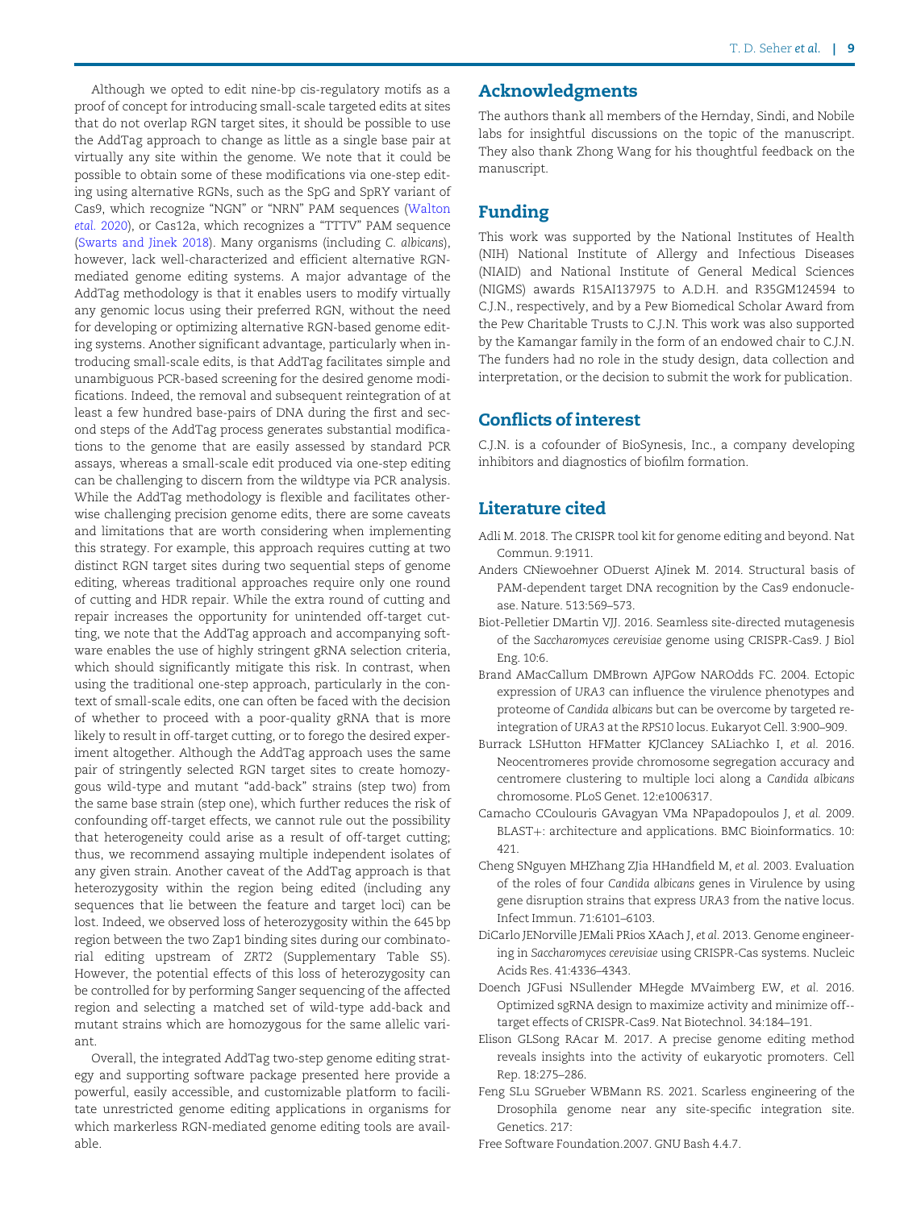Although we opted to edit nine-bp cis-regulatory motifs as a proof of concept for introducing small-scale targeted edits at sites that do not overlap RGN target sites, it should be possible to use the AddTag approach to change as little as a single base pair at virtually any site within the genome. We note that it could be possible to obtain some of these modifications via one-step editing using alternative RGNs, such as the SpG and SpRY variant of Cas9, which recognize "NGN" or "NRN" PAM sequences (Walton *et al.* 2020), or Cas12a, which recognizes a "TTTV" PAM sequence (Swarts and Jinek 2018). Many organisms (including *C. albicans*), however, lack well-characterized and efficient alternative RGN-mediated genome editing systems. A major advantage of the AddTag methodology is that it enables users to modify virtually any genomic locus using their preferred RGN, without the need for developing or optimizing alternative RGN-based genome editing systems. Another significant advantage, particularly when introducing small-scale edits, is that AddTag facilitates simple and unambiguous PCR-based screening for the desired genome modifications. Indeed, the removal and subsequent reintegration of at least a few hundred base-pairs of DNA during the first and second steps of the AddTag process generates substantial modifications to the genome that are easily assessed by standard PCR assays, whereas a small-scale edit produced via one-step editing can be challenging to discern from the wildtype via PCR analysis. While the AddTag methodology is flexible and facilitates otherwise challenging precision genome edits, there are some caveats and limitations that are worth considering when implementing this strategy. For example, this approach requires cutting at two distinct RGN target sites during two sequential steps of genome editing, whereas traditional approaches require only one round of cutting and HDR repair. While the extra round of cutting and repair increases the opportunity for unintended off-target cutting, we note that the AddTag approach and accompanying software enables the use of highly stringent gRNA selection criteria, which should significantly mitigate this risk. In contrast, when using the traditional one-step approach, particularly in the context of small-scale edits, one can often be faced with the decision of whether to proceed with a poor-quality gRNA that is more likely to result in off-target cutting, or to forego the desired experiment altogether. Although the AddTag approach uses the same pair of stringently selected RGN target sites to create homozygous wild-type and mutant "add-back" strains (step two) from the same base strain (step one), which further reduces the risk of confounding off-target effects, we cannot rule out the possibility that heterogeneity could arise as a result of off-target cutting; thus, we recommend assaying multiple independent isolates of any given strain. Another caveat of the AddTag approach is that heterozygosity within the region being edited (including any sequences that lie between the feature and target loci) can be lost. Indeed, we observed loss of heterozygosity within the 645 bp region between the two Zap1 binding sites during our combinatorial editing upstream of *ZRT2* (Supplementary Table S5). However, the potential effects of this loss of heterozygosity can be controlled for by performing Sanger sequencing of the affected region and selecting a matched set of wild-type add-back and mutant strains which are homozygous for the same allelic variant.

Overall, the integrated AddTag two-step genome editing strategy and supporting software package presented here provide a powerful, easily accessible, and customizable platform to facilitate unrestricted genome editing applications in organisms for which markerless RGN-mediated genome editing tools are available.

## Acknowledgments

The authors thank all members of the Hernday, Sindi, and Nobile labs for insightful discussions on the topic of the manuscript. They also thank Zhong Wang for his thoughtful feedback on the manuscript.

## Funding

This work was supported by the National Institutes of Health (NIH) National Institute of Allergy and Infectious Diseases (NIAID) and National Institute of General Medical Sciences (NIGMS) awards R15AI137975 to A.D.H. and R35GM124594 to C.J.N., respectively, and by a Pew Biomedical Scholar Award from the Pew Charitable Trusts to C.J.N. This work was also supported by the Kamangar family in the form of an endowed chair to C.J.N. The funders had no role in the study design, data collection and interpretation, or the decision to submit the work for publication.

## Conflicts of interest

C.J.N. is a cofounder of BioSynesis, Inc., a company developing inhibitors and diagnostics of biofilm formation.

## Literature cited

Adli M. 2018. The CRISPR tool kit for genome editing and beyond. Nat Commun. 9:1911.

Anders CNiewoehner ODuerst AJinek M. 2014. Structural basis of PAM-dependent target DNA recognition by the Cas9 endonuclease. Nature. 513:569–573.

Biot-Pelletier DMartin VJJ. 2016. Seamless site-directed mutagenesis of the *Saccharomyces cerevisiae* genome using CRISPR-Cas9. J Biol Eng. 10:6.

Brand AMacCallum DMBrown AJPGow NAROdds FC. 2004. Ectopic expression of *URA3* can influence the virulence phenotypes and proteome of *Candida albicans* but can be overcome by targeted reintegration of *URA3* at the *RPS10* locus. Eukaryot Cell. 3:900–909.

Burrack LSHutton HFMatter KJClancey SALiachko I, *et al.* 2016. Neocentromeres provide chromosome segregation accuracy and centromere clustering to multiple loci along a *Candida albicans* chromosome. PLoS Genet. 12:e1006317.

Camacho CCoulouris GAvagyan VMa NPapadopoulos J, *et al.* 2009. BLAST+: architecture and applications. BMC Bioinformatics. 10: 421.

Cheng SNguyen MHZhang ZJia HHandfield M, *et al.* 2003. Evaluation of the roles of four *Candida albicans* genes in Virulence by using gene disruption strains that express *URA3* from the native locus. Infect Immun. 71:6101–6103.

DiCarlo JENorville JEMali PRios XAach J, *et al.* 2013. Genome engineering in *Saccharomyces cerevisiae* using CRISPR-Cas systems. Nucleic Acids Res. 41:4336–4343.

Doench JGFusi NSullender MHegde MVaimberg EW, *et al.* 2016. Optimized sgRNA design to maximize activity and minimize off--target effects of CRISPR-Cas9. Nat Biotechnol. 34:184–191.

Elison GLSong RAcar M. 2017. A precise genome editing method reveals insights into the activity of eukaryotic promoters. Cell Rep. 18:275–286.

Feng SLu SGrueber WBMann RS. 2021. Scarless engineering of the Drosophila genome near any site-specific integration site. Genetics. 217:

Free Software Foundation.2007. GNU Bash 4.4.7.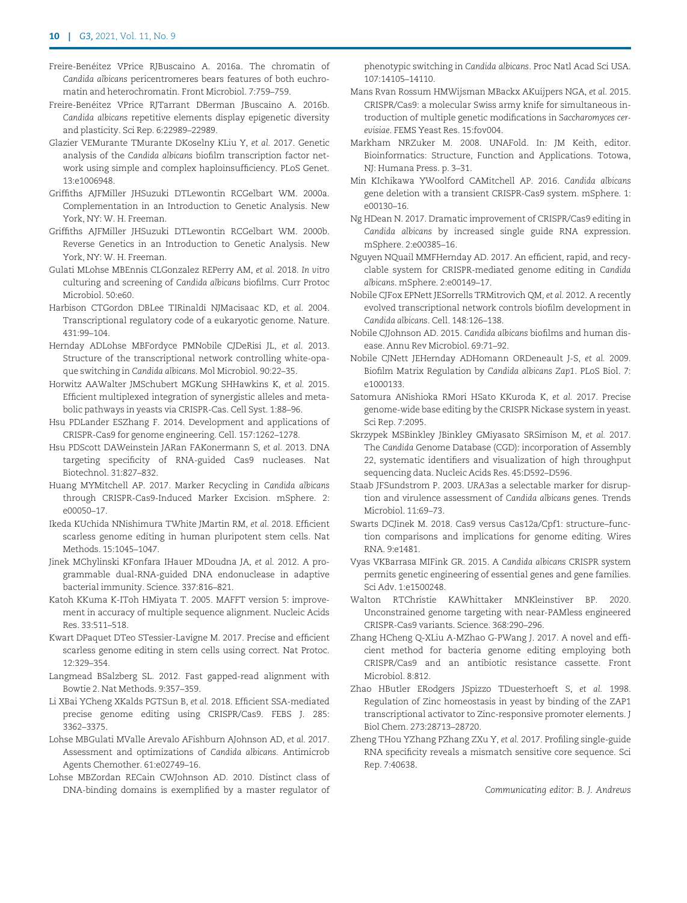Freire-Benéitez VPrice RJBuscaino A. 2016a. The chromatin of *Candida albicans* pericentromeres bears features of both euchromatin and heterochromatin. Front Microbiol. 7:759–759.

Freire-Benéitez VPrice RJTarrant DBerman JBuscaino A. 2016b. *Candida albicans* repetitive elements display epigenetic diversity and plasticity. Sci Rep. 6:22989–22989.

Glazier VEMurante TMurante DKoselny KLiu Y, *et al.* 2017. Genetic analysis of the *Candida albicans* biofilm transcription factor network using simple and complex haploinsufficiency. PLoS Genet. 13:e1006948.

Griffiths AJFMiller JHSuzuki DTLewontin RCGelbart WM. 2000a. Complementation in an Introduction to Genetic Analysis. New York, NY: W. H. Freeman.

Griffiths AJFMiller JHSuzuki DTLewontin RCGelbart WM. 2000b. Reverse Genetics in an Introduction to Genetic Analysis. New York, NY: W. H. Freeman.

Gulati MLohse MBEnnis CLGonzalez REPerry AM, *et al.* 2018. *In vitro* culturing and screening of *Candida albicans* biofilms. Curr Protoc Microbiol. 50:e60.

Harbison CTGordon DBLee TIRinaldi NJMacisaac KD, *et al.* 2004. Transcriptional regulatory code of a eukaryotic genome. Nature. 431:99–104.

Hernday ADLohse MBFordyce PMNobile CJDeRisi JL, *et al.* 2013. Structure of the transcriptional network controlling white-opaque switching in *Candida albicans*. Mol Microbiol. 90:22–35.

Horwitz AAWalter JMSchubert MGKung SHHawkins K, *et al.* 2015. Efficient multiplexed integration of synergistic alleles and metabolic pathways in yeasts via CRISPR-Cas. Cell Syst. 1:88–96.

Hsu PDLander ESZhang F. 2014. Development and applications of CRISPR-Cas9 for genome engineering. Cell. 157:1262–1278.

Hsu PDScott DAWeinstein JARan FAKonermann S, *et al.* 2013. DNA targeting specificity of RNA-guided Cas9 nucleases. Nat Biotechnol. 31:827–832.

Huang MYMitchell AP. 2017. Marker Recycling in *Candida albicans* through CRISPR-Cas9-Induced Marker Excision. mSphere. 2: e00050–17.

Ikeda KUchida NNishimura TWhite JMartin RM, *et al.* 2018. Efficient scarless genome editing in human pluripotent stem cells. Nat Methods. 15:1045–1047.

Jinek MChylinski KFonfara IHauer MDoudna JA, *et al.* 2012. A programmable dual-RNA-guided DNA endonuclease in adaptive bacterial immunity. Science. 337:816–821.

Katoh KKuma K-IToh HMiyata T. 2005. MAFFT version 5: improvement in accuracy of multiple sequence alignment. Nucleic Acids Res. 33:511–518.

Kwart DPaquet DTeo STessier-Lavigne M. 2017. Precise and efficient scarless genome editing in stem cells using correct. Nat Protoc. 12:329–354.

Langmead BSalzberg SL. 2012. Fast gapped-read alignment with Bowtie 2. Nat Methods. 9:357–359.

Li XBai YCheng XKalds PGTSun B, *et al.* 2018. Efficient SSA-mediated precise genome editing using CRISPR/Cas9. FEBS J. 285: 3362–3375.

Lohse MBGulati MValle Arevalo AFishburn AJohnson AD, *et al.* 2017. Assessment and optimizations of *Candida albicans*. Antimicrob Agents Chemother. 61:e02749–16.

Lohse MBZordan RECain CWJohnson AD. 2010. Distinct class of DNA-binding domains is exemplified by a master regulator of phenotypic switching in *Candida albicans*. Proc Natl Acad Sci USA. 107:14105–14110.

Mans Rvan Rossum HMWijsman MBackx AKuijpers NGA, *et al.* 2015. CRISPR/Cas9: a molecular Swiss army knife for simultaneous introduction of multiple genetic modifications in *Saccharomyces cerevisiae*. FEMS Yeast Res. 15:fov004.

Markham NRZuker M. 2008. UNAFold. In: JM Keith, editor. Bioinformatics: Structure, Function and Applications. Totowa, NJ: Humana Press. p. 3–31.

Min KIchikawa YWoolford CAMitchell AP. 2016. *Candida albicans* gene deletion with a transient CRISPR-Cas9 system. mSphere. 1: e00130–16.

Ng HDean N. 2017. Dramatic improvement of CRISPR/Cas9 editing in *Candida albicans* by increased single guide RNA expression. mSphere. 2:e00385–16.

Nguyen NQuail MMFHernday AD. 2017. An efficient, rapid, and recyclable system for CRISPR-mediated genome editing in *Candida albicans*. mSphere. 2:e00149–17.

Nobile CJFox EPNett JESorrells TRMitrovich QM, *et al.* 2012. A recently evolved transcriptional network controls biofilm development in *Candida albicans*. Cell. 148:126–138.

Nobile CJJohnson AD. 2015. *Candida albicans* biofilms and human disease. Annu Rev Microbiol. 69:71–92.

Nobile CJNett JEHernday ADHomann ORDeneault J-S, *et al.* 2009. Biofilm Matrix Regulation by *Candida albicans Zap1*. PLoS Biol. 7: e1000133.

Satomura ANishioka RMori HSato KKuroda K, *et al.* 2017. Precise genome-wide base editing by the CRISPR Nickase system in yeast. Sci Rep. 7:2095.

Skrzypek MSBinkley JBinkley GMiyasato SRSimison M, *et al.* 2017. The *Candida* Genome Database (CGD): incorporation of Assembly 22, systematic identifiers and visualization of high throughput sequencing data. Nucleic Acids Res. 45:D592–D596.

Staab JFSundstrom P. 2003. *URA3*as a selectable marker for disruption and virulence assessment of *Candida albicans* genes. Trends Microbiol. 11:69–73.

Swarts DCJinek M. 2018. Cas9 versus Cas12a/Cpf1: structure–function comparisons and implications for genome editing. Wires RNA. 9:e1481.

Vyas VKBarrasa MIFink GR. 2015. A *Candida albicans* CRISPR system permits genetic engineering of essential genes and gene families. Sci Adv. 1:e1500248.

Walton RTChristie KAWhittaker MNKleinstiver BP. 2020. Unconstrained genome targeting with near-PAMless engineered CRISPR-Cas9 variants. Science. 368:290–296.

Zhang HCheng Q-XLiu A-MZhao G-PWang J. 2017. A novel and efficient method for bacteria genome editing employing both CRISPR/Cas9 and an antibiotic resistance cassette. Front Microbiol. 8:812.

Zhao HButler ERodgers JSpizzo TDuesterhoeft S, *et al.* 1998. Regulation of Zinc homeostasis in yeast by binding of the ZAP1 transcriptional activator to Zinc-responsive promoter elements. J Biol Chem. 273:28713–28720.

Zheng THou YZhang PZhang ZXu Y, *et al.* 2017. Profiling single-guide RNA specificity reveals a mismatch sensitive core sequence. Sci Rep. 7:40638.

*Communicating editor: B. J. Andrews*